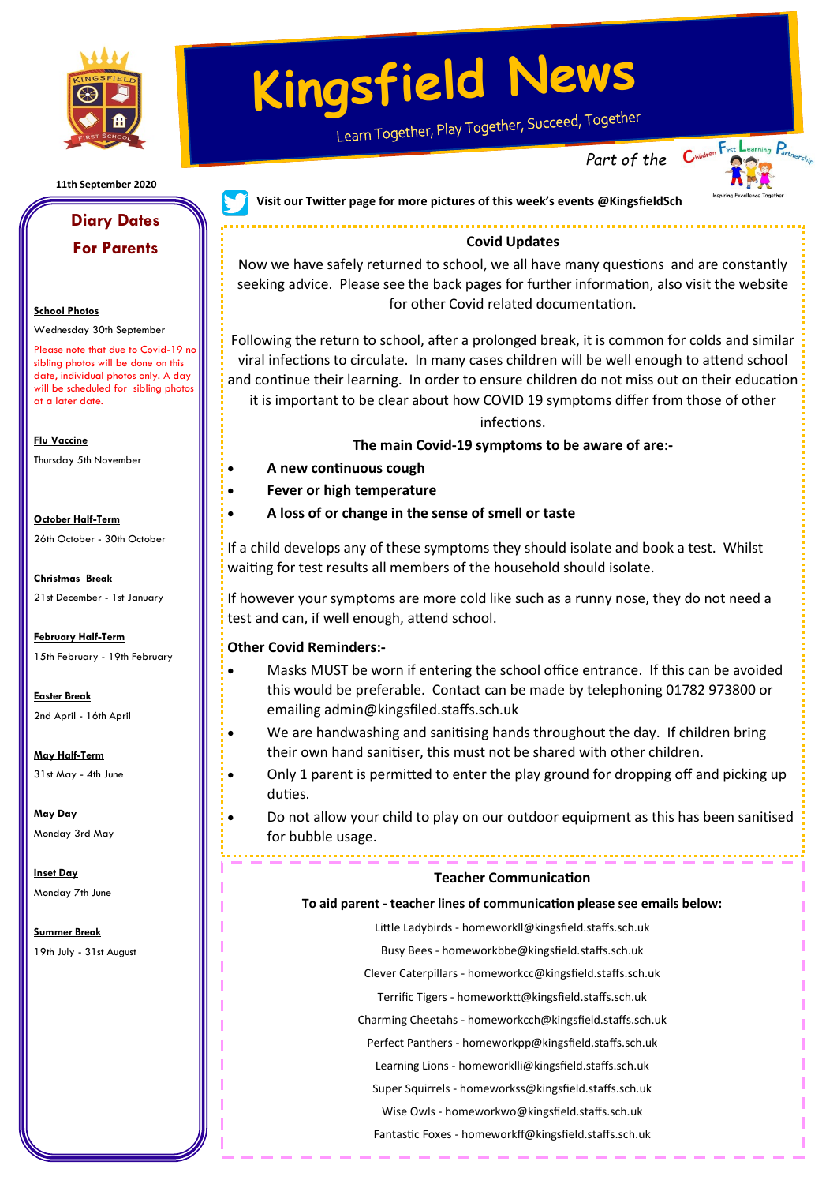# Kingsfield News

Learn Together, Play Together, Succeed, Together

Part of the Children First Learning Partnership

Inspiring Excellence Together

11th September 2020

Visit our Twitter page for more pictures of this week's events @KingsfieldSch

## Diary Dates For Parents

**School Photos**

Wednesday 30th September

Please note that due to Covid-19 no sibling photos will be done on this date, individual photos only. A day will be scheduled for sibling photos at a later date.

**Flu Vaccine**

Thursday 5th November

**October Half-Term**

26th October - 30th October

**Christmas Break**

21st December - 1st January

**February Half-Term**

15th February - 19th February

**Easter Break**

2nd April - 16th April

**May Half-Term**

31st May - 4th June

**May Day**

Monday 3rd May

**Inset Day**

Monday 7th June

**Summer Break**

19th July - 31st August

## Covid Updates

Now we have safely returned to school, we all have many questions and are constantly seeking advice. Please see the back pages for further information, also visit the website for other Covid related documentation.

Following the return to school, after a prolonged break, it is common for colds and similar viral infections to circulate. In many cases children will be well enough to attend school and continue their learning. In order to ensure children do not miss out on their education it is important to be clear about how COVID 19 symptoms differ from those of other infections.

**The main Covid-19 symptoms to be aware of are:-**

- **A new continuous cough**
- **Fever or high temperature**
- **A loss of or change in the sense of smell or taste**

If a child develops any of these symptoms they should isolate and book a test. Whilst waiting for test results all members of the household should isolate.

If however your symptoms are more cold like such as a runny nose, they do not need a test and can, if well enough, attend school.

**Other Covid Reminders:-**

- Masks MUST be worn if entering the school office entrance. If this can be avoided this would be preferable. Contact can be made by telephoning 01782 973800 or emailing admin@kingsfiled.staffs.sch.uk
- We are handwashing and sanitising hands throughout the day. If children bring their own hand sanitiser, this must not be shared with other children.
- Only 1 parent is permitted to enter the play ground for dropping off and picking up duties.
- Do not allow your child to play on our outdoor equipment as this has been sanitised for bubble usage.

## Teacher Communication

**To aid parent - teacher lines of communication please see emails below:**

Little Ladybirds - homeworkll@kingsfield.staffs.sch.uk

Busy Bees - homeworkbbe@kingsfield.staffs.sch.uk

Clever Caterpillars - homeworkcc@kingsfield.staffs.sch.uk

Terrific Tigers - homeworktt@kingsfield.staffs.sch.uk

Charming Cheetahs - homeworkcch@kingsfield.staffs.sch.uk

Perfect Panthers - homeworkpp@kingsfield.staffs.sch.uk

Learning Lions - homeworklli@kingsfield.staffs.sch.uk

Super Squirrels - homeworkss@kingsfield.staffs.sch.uk

Wise Owls - homeworkwo@kingsfield.staffs.sch.uk

Fantastic Foxes - homeworkff@kingsfield.staffs.sch.uk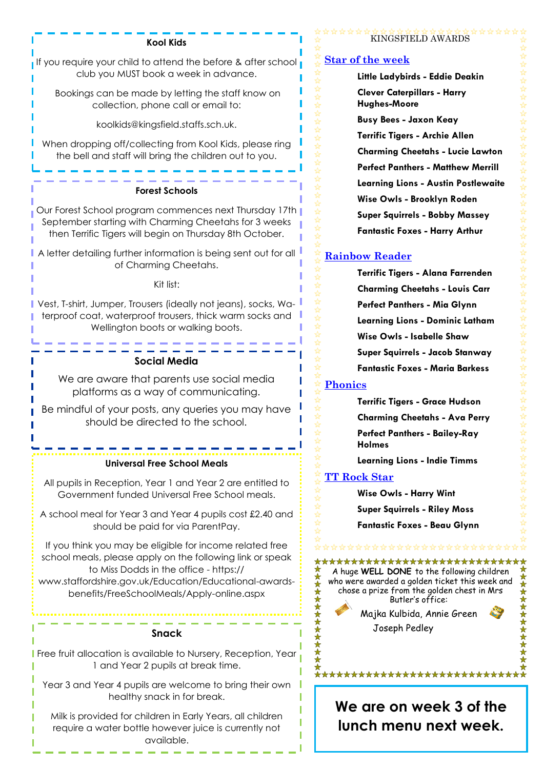### Kool Kids

If you require your child to attend the before & after school club you MUST book a week in advance.

Bookings can be made by letting the staff know on collection, phone call or email to:

koolkids@kingsfield.staffs.sch.uk.

When dropping off/collecting from Kool Kids, please ring the bell and staff will bring the children out to you.

### Forest Schools

Our Forest School program commences next Thursday 17th September starting with Charming Cheetahs for 3 weeks then Terrific Tigers will begin on Thursday 8th October.

A letter detailing further information is being sent out for all of Charming Cheetahs.

Kit list:

Vest, T-shirt, Jumper, Trousers (ideally not jeans), socks, Waterproof coat, waterproof trousers, thick warm socks and Wellington boots or walking boots.

### Social Media

We are aware that parents use social media platforms as a way of communicating.

Be mindful of your posts, any queries you may have should be directed to the school.

### Universal Free School Meals

All pupils in Reception, Year 1 and Year 2 are entitled to Government funded Universal Free School meals.

A school meal for Year 3 and Year 4 pupils cost £2.40 and should be paid for via ParentPay.

If you think you may be eligible for income related free school meals, please apply on the following link or speak to Miss Dodds in the office - https://www.staffordshire.gov.uk/Education/Educational-awards-benefits/FreeSchoolMeals/Apply-online.aspx

### Snack

Free fruit allocation is available to Nursery, Reception, Year 1 and Year 2 pupils at break time.

Year 3 and Year 4 pupils are welcome to bring their own healthy snack in for break.

Milk is provided for children in Early Years, all children require a water bottle however juice is currently not available.

## KINGSFIELD AWARDS

### Star of the week

**Little Ladybirds - Eddie Deakin**
**Clever Caterpillars - Harry Hughes-Moore**
**Busy Bees - Jaxon Keay**
**Terrific Tigers - Archie Allen**
**Charming Cheetahs - Lucie Lawton**
**Perfect Panthers - Matthew Merrill**
**Learning Lions - Austin Postlewaite**
**Wise Owls - Brooklyn Roden**
**Super Squirrels - Bobby Massey**
**Fantastic Foxes - Harry Arthur**

### Rainbow Reader

**Terrific Tigers - Alana Farrenden**
**Charming Cheetahs - Louis Carr**
**Perfect Panthers - Mia Glynn**
**Learning Lions - Dominic Latham**
**Wise Owls - Isabelle Shaw**
**Super Squirrels - Jacob Stanway**
**Fantastic Foxes - Maria Barkess**

### Phonics

**Terrific Tigers - Grace Hudson**
**Charming Cheetahs - Ava Perry**
**Perfect Panthers - Bailey-Ray Holmes**
**Learning Lions - Indie Timms**

### TT Rock Star

**Wise Owls - Harry Wint**
**Super Squirrels - Riley Moss**
**Fantastic Foxes - Beau Glynn**

A huge **WELL DONE** to the following children who were awarded a golden ticket this week and chose a prize from the golden chest in Mrs Butler's office:

Majka Kulbida, Annie Green
Joseph Pedley

**We are on week 3 of the lunch menu next week.**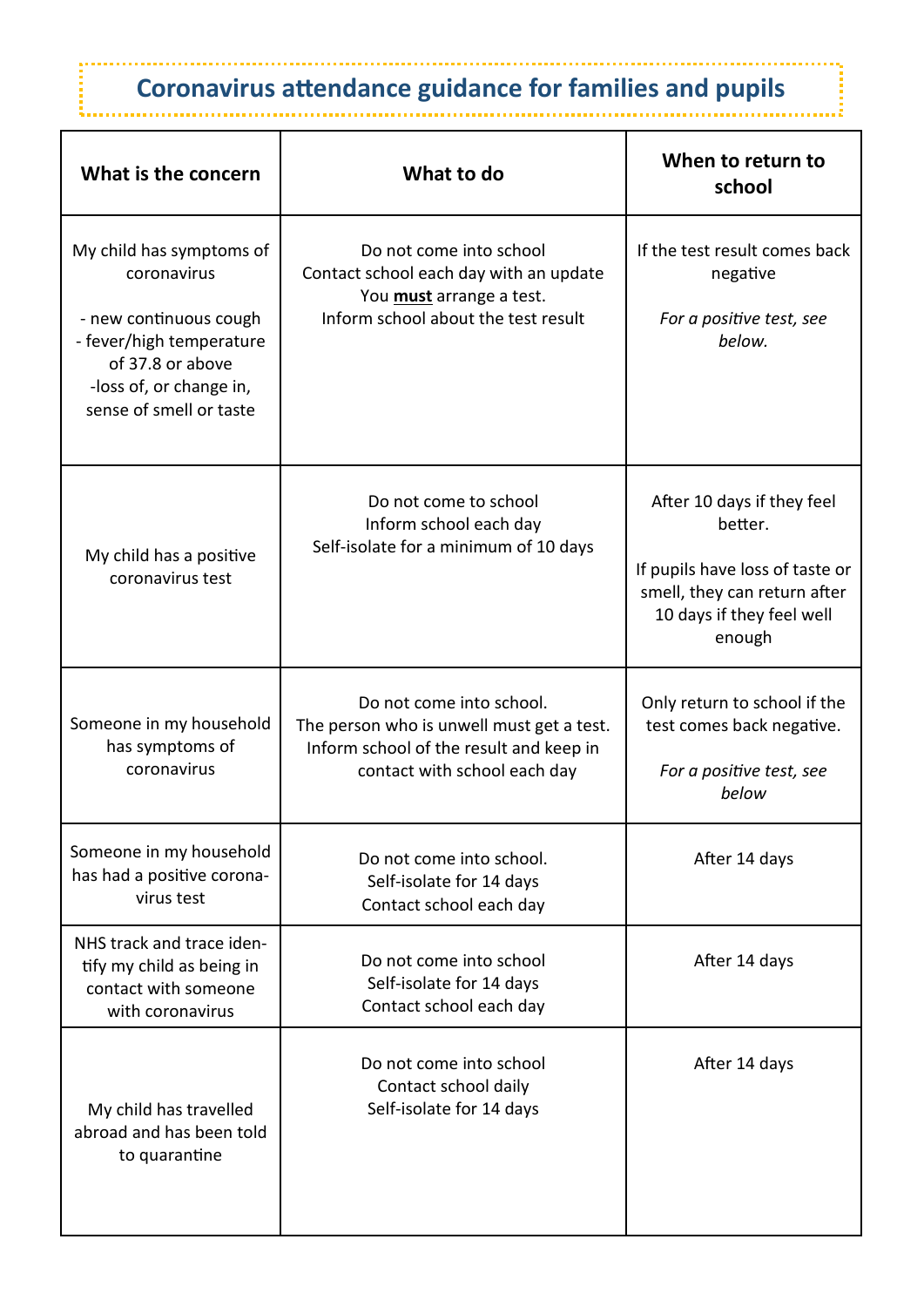# Coronavirus attendance guidance for families and pupils

| What is the concern | What to do | When to return to school |
|---|---|---|
| My child has symptoms of coronavirus<br><br>- new continuous cough<br>- fever/high temperature of 37.8 or above<br>-loss of, or change in, sense of smell or taste | Do not come into school<br>Contact school each day with an update<br>You **must** arrange a test.<br>Inform school about the test result | If the test result comes back negative<br><br>*For a positive test, see below.* |
| My child has a positive coronavirus test | Do not come to school<br>Inform school each day<br>Self-isolate for a minimum of 10 days | After 10 days if they feel better.<br><br>If pupils have loss of taste or smell, they can return after 10 days if they feel well enough |
| Someone in my household has symptoms of coronavirus | Do not come into school.<br>The person who is unwell must get a test.<br>Inform school of the result and keep in contact with school each day | Only return to school if the test comes back negative.<br><br>*For a positive test, see below* |
| Someone in my household has had a positive coronavirus test | Do not come into school.<br>Self-isolate for 14 days<br>Contact school each day | After 14 days |
| NHS track and trace identify my child as being in contact with someone with coronavirus | Do not come into school<br>Self-isolate for 14 days<br>Contact school each day | After 14 days |
| My child has travelled abroad and has been told to quarantine | Do not come into school<br>Contact school daily<br>Self-isolate for 14 days | After 14 days |